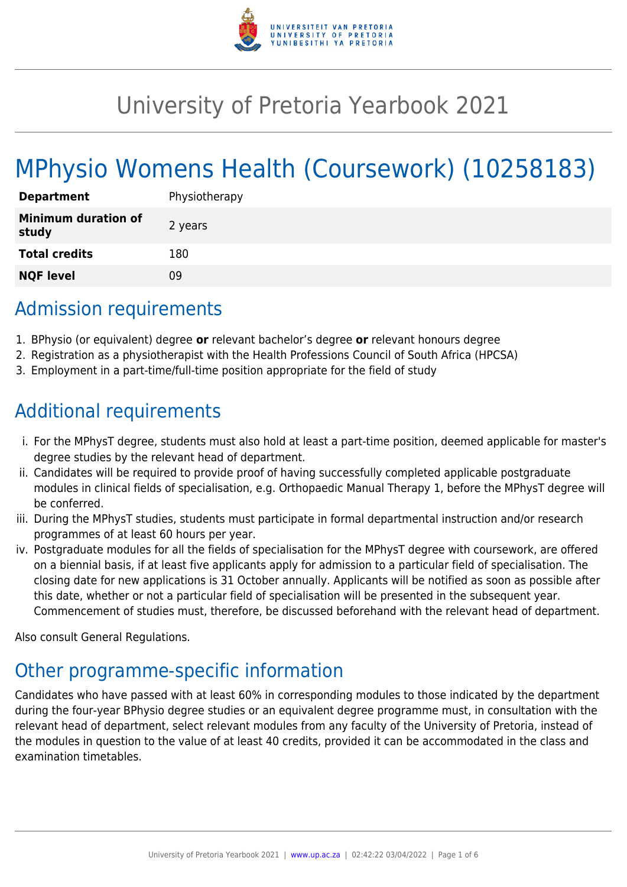# University of Pretoria Yearbook 2021

# MPhysio Womens Health (Coursework) (10258183)

| | |
|---|---|
| **Department** | Physiotherapy |
| **Minimum duration of study** | 2 years |
| **Total credits** | 180 |
| **NQF level** | 09 |

## Admission requirements

1. BPhysio (or equivalent) degree **or** relevant bachelor's degree **or** relevant honours degree
2. Registration as a physiotherapist with the Health Professions Council of South Africa (HPCSA)
3. Employment in a part-time/full-time position appropriate for the field of study

## Additional requirements

i. For the MPhysT degree, students must also hold at least a part-time position, deemed applicable for master's degree studies by the relevant head of department.

ii. Candidates will be required to provide proof of having successfully completed applicable postgraduate modules in clinical fields of specialisation, e.g. Orthopaedic Manual Therapy 1, before the MPhysT degree will be conferred.

iii. During the MPhysT studies, students must participate in formal departmental instruction and/or research programmes of at least 60 hours per year.

iv. Postgraduate modules for all the fields of specialisation for the MPhysT degree with coursework, are offered on a biennial basis, if at least five applicants apply for admission to a particular field of specialisation. The closing date for new applications is 31 October annually. Applicants will be notified as soon as possible after this date, whether or not a particular field of specialisation will be presented in the subsequent year. Commencement of studies must, therefore, be discussed beforehand with the relevant head of department.

Also consult General Regulations.

## Other programme-specific information

Candidates who have passed with at least 60% in corresponding modules to those indicated by the department during the four-year BPhysio degree studies or an equivalent degree programme must, in consultation with the relevant head of department, select relevant modules from any faculty of the University of Pretoria, instead of the modules in question to the value of at least 40 credits, provided it can be accommodated in the class and examination timetables.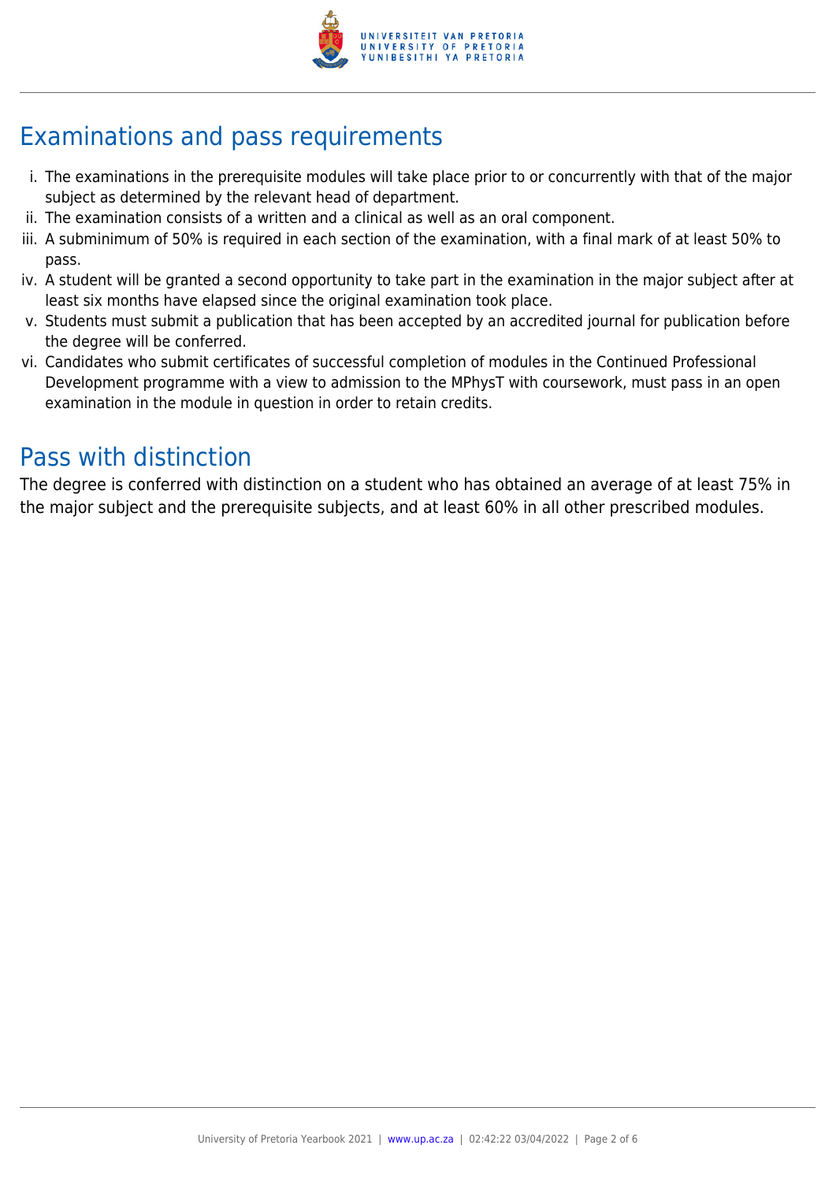## Examinations and pass requirements

i. The examinations in the prerequisite modules will take place prior to or concurrently with that of the major subject as determined by the relevant head of department.
ii. The examination consists of a written and a clinical as well as an oral component.
iii. A subminimum of 50% is required in each section of the examination, with a final mark of at least 50% to pass.
iv. A student will be granted a second opportunity to take part in the examination in the major subject after at least six months have elapsed since the original examination took place.
v. Students must submit a publication that has been accepted by an accredited journal for publication before the degree will be conferred.
vi. Candidates who submit certificates of successful completion of modules in the Continued Professional Development programme with a view to admission to the MPhysT with coursework, must pass in an open examination in the module in question in order to retain credits.

## Pass with distinction

The degree is conferred with distinction on a student who has obtained an average of at least 75% in the major subject and the prerequisite subjects, and at least 60% in all other prescribed modules.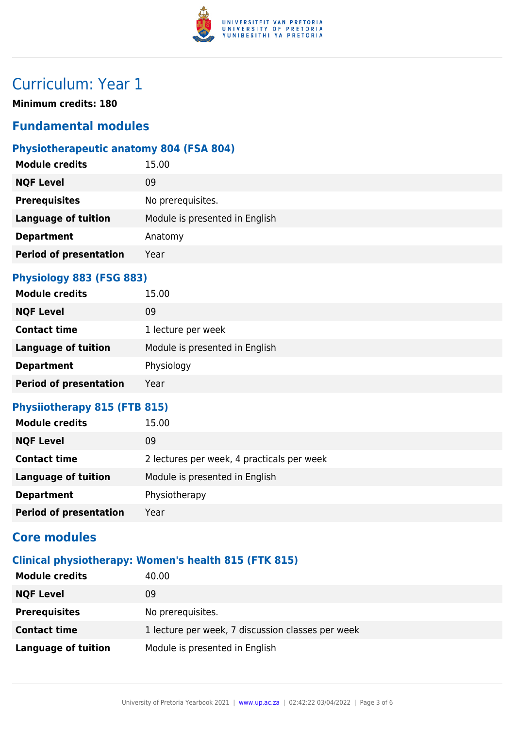# Curriculum: Year 1

**Minimum credits: 180**

## Fundamental modules

### Physiotherapeutic anatomy 804 (FSA 804)

| | |
|---|---|
| **Module credits** | 15.00 |
| **NQF Level** | 09 |
| **Prerequisites** | No prerequisites. |
| **Language of tuition** | Module is presented in English |
| **Department** | Anatomy |
| **Period of presentation** | Year |

### Physiology 883 (FSG 883)

| | |
|---|---|
| **Module credits** | 15.00 |
| **NQF Level** | 09 |
| **Contact time** | 1 lecture per week |
| **Language of tuition** | Module is presented in English |
| **Department** | Physiology |
| **Period of presentation** | Year |

### Physiiotherapy 815 (FTB 815)

| | |
|---|---|
| **Module credits** | 15.00 |
| **NQF Level** | 09 |
| **Contact time** | 2 lectures per week, 4 practicals per week |
| **Language of tuition** | Module is presented in English |
| **Department** | Physiotherapy |
| **Period of presentation** | Year |

## Core modules

### Clinical physiotherapy: Women's health 815 (FTK 815)

| | |
|---|---|
| **Module credits** | 40.00 |
| **NQF Level** | 09 |
| **Prerequisites** | No prerequisites. |
| **Contact time** | 1 lecture per week, 7 discussion classes per week |
| **Language of tuition** | Module is presented in English |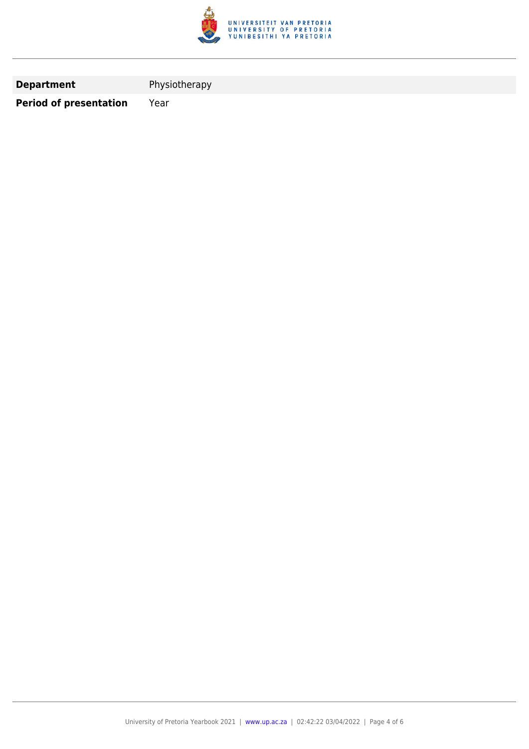| **Department** | Physiotherapy |
|---|---|
| **Period of presentation** | Year |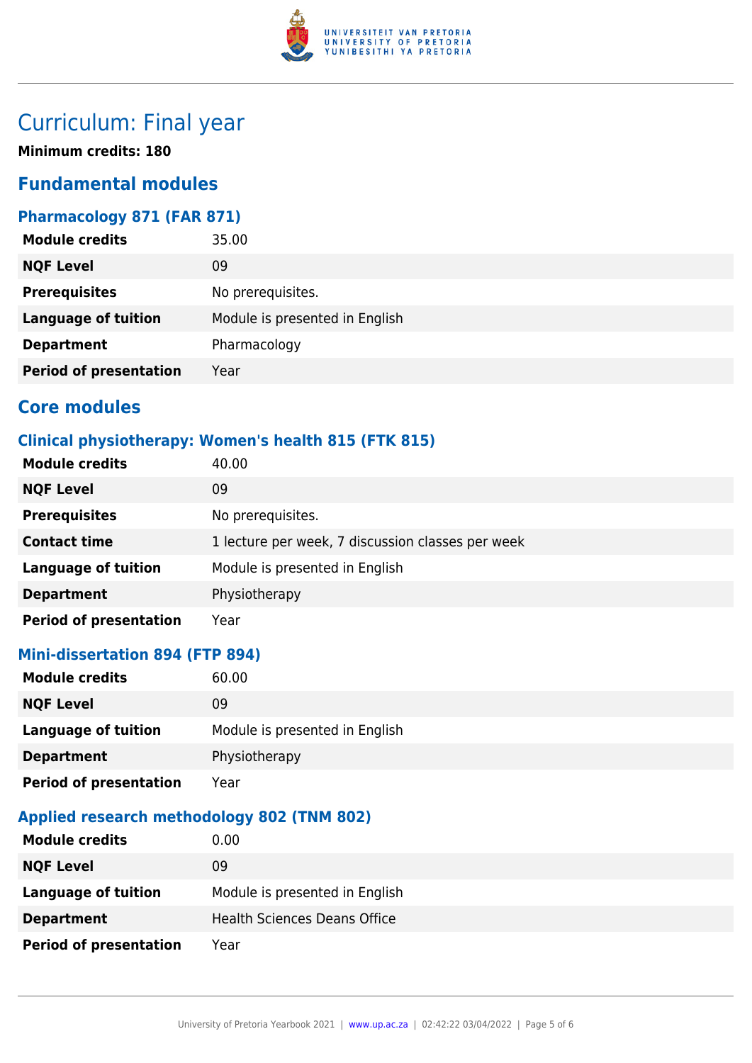# Curriculum: Final year

**Minimum credits: 180**

## Fundamental modules

### Pharmacology 871 (FAR 871)

| | |
|---|---|
| **Module credits** | 35.00 |
| **NQF Level** | 09 |
| **Prerequisites** | No prerequisites. |
| **Language of tuition** | Module is presented in English |
| **Department** | Pharmacology |
| **Period of presentation** | Year |

## Core modules

### Clinical physiotherapy: Women's health 815 (FTK 815)

| | |
|---|---|
| **Module credits** | 40.00 |
| **NQF Level** | 09 |
| **Prerequisites** | No prerequisites. |
| **Contact time** | 1 lecture per week, 7 discussion classes per week |
| **Language of tuition** | Module is presented in English |
| **Department** | Physiotherapy |
| **Period of presentation** | Year |

### Mini-dissertation 894 (FTP 894)

| | |
|---|---|
| **Module credits** | 60.00 |
| **NQF Level** | 09 |
| **Language of tuition** | Module is presented in English |
| **Department** | Physiotherapy |
| **Period of presentation** | Year |

### Applied research methodology 802 (TNM 802)

| | |
|---|---|
| **Module credits** | 0.00 |
| **NQF Level** | 09 |
| **Language of tuition** | Module is presented in English |
| **Department** | Health Sciences Deans Office |
| **Period of presentation** | Year |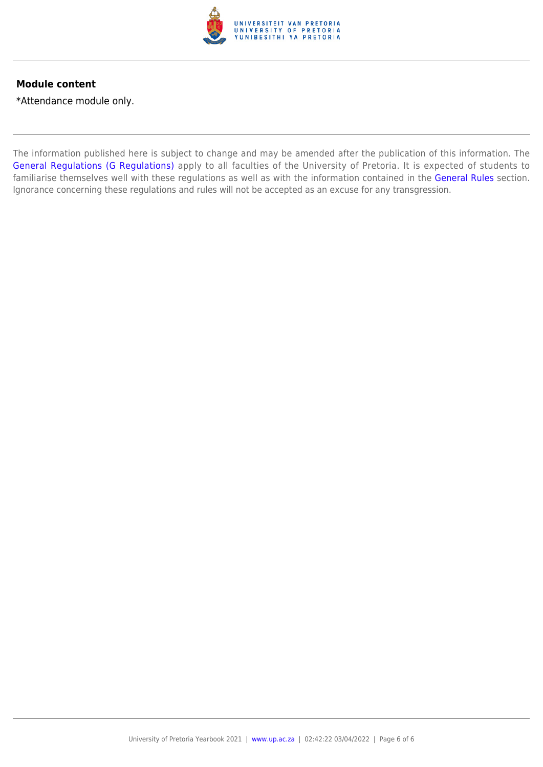**Module content**

*Attendance module only.

The information published here is subject to change and may be amended after the publication of this information. The General Regulations (G Regulations) apply to all faculties of the University of Pretoria. It is expected of students to familiarise themselves well with these regulations as well as with the information contained in the General Rules section. Ignorance concerning these regulations and rules will not be accepted as an excuse for any transgression.